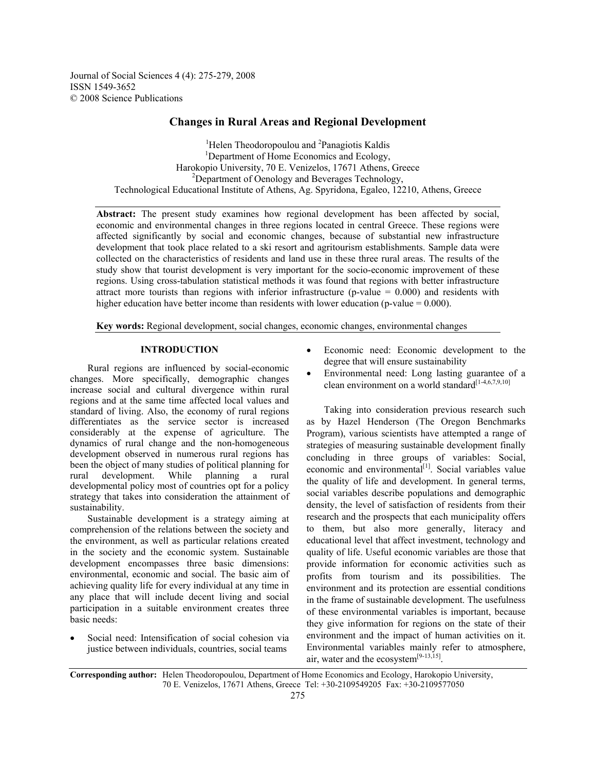# Changes in Rural Areas and Regional Development

[1]Helen Theodoropoulou and [2]Panagiotis Kaldis

[1]Department of Home Economics and Ecology, Harokopio University, 70 E. Venizelos, 17671 Athens, Greece

[2]Department of Oenology and Beverages Technology, Technological Educational Institute of Athens, Ag. Spyridona, Egaleo, 12210, Athens, Greece

**Abstract:** The present study examines how regional development has been affected by social, economic and environmental changes in three regions located in central Greece. These regions were affected significantly by social and economic changes, because of substantial new infrastructure development that took place related to a ski resort and agritourism establishments. Sample data were collected on the characteristics of residents and land use in these three rural areas. The results of the study show that tourist development is very important for the socio-economic improvement of these regions. Using cross-tabulation statistical methods it was found that regions with better infrastructure attract more tourists than regions with inferior infrastructure (p-value = 0.000) and residents with higher education have better income than residents with lower education (p-value = 0.000).

**Key words:** Regional development, social changes, economic changes, environmental changes

## INTRODUCTION

Rural regions are influenced by social-economic changes. More specifically, demographic changes increase social and cultural divergence within rural regions and at the same time affected local values and standard of living. Also, the economy of rural regions differentiates as the service sector is increased considerably at the expense of agriculture. The dynamics of rural change and the non-homogeneous development observed in numerous rural regions has been the object of many studies of political planning for rural development. While planning a rural developmental policy most of countries opt for a policy strategy that takes into consideration the attainment of sustainability.

Sustainable development is a strategy aiming at comprehension of the relations between the society and the environment, as well as particular relations created in the society and the economic system. Sustainable development encompasses three basic dimensions: environmental, economic and social. The basic aim of achieving quality life for every individual at any time in any place that will include decent living and social participation in a suitable environment creates three basic needs:

- Social need: Intensification of social cohesion via justice between individuals, countries, social teams
- Economic need: Economic development to the degree that will ensure sustainability
- Environmental need: Long lasting guarantee of a clean environment on a world standard[1-4,6,7,9,10]

Taking into consideration previous research such as by Hazel Henderson (The Oregon Benchmarks Program), various scientists have attempted a range of strategies of measuring sustainable development finally concluding in three groups of variables: Social, economic and environmental[1]. Social variables value the quality of life and development. In general terms, social variables describe populations and demographic density, the level of satisfaction of residents from their research and the prospects that each municipality offers to them, but also more generally, literacy and educational level that affect investment, technology and quality of life. Useful economic variables are those that provide information for economic activities such as profits from tourism and its possibilities. The environment and its protection are essential conditions in the frame of sustainable development. The usefulness of these environmental variables is important, because they give information for regions on the state of their environment and the impact of human activities on it. Environmental variables mainly refer to atmosphere, air, water and the ecosystem[9-13,15].

**Corresponding author:** Helen Theodoropoulou, Department of Home Economics and Ecology, Harokopio University, 70 E. Venizelos, 17671 Athens, Greece Tel: +30-2109549205 Fax: +30-2109577050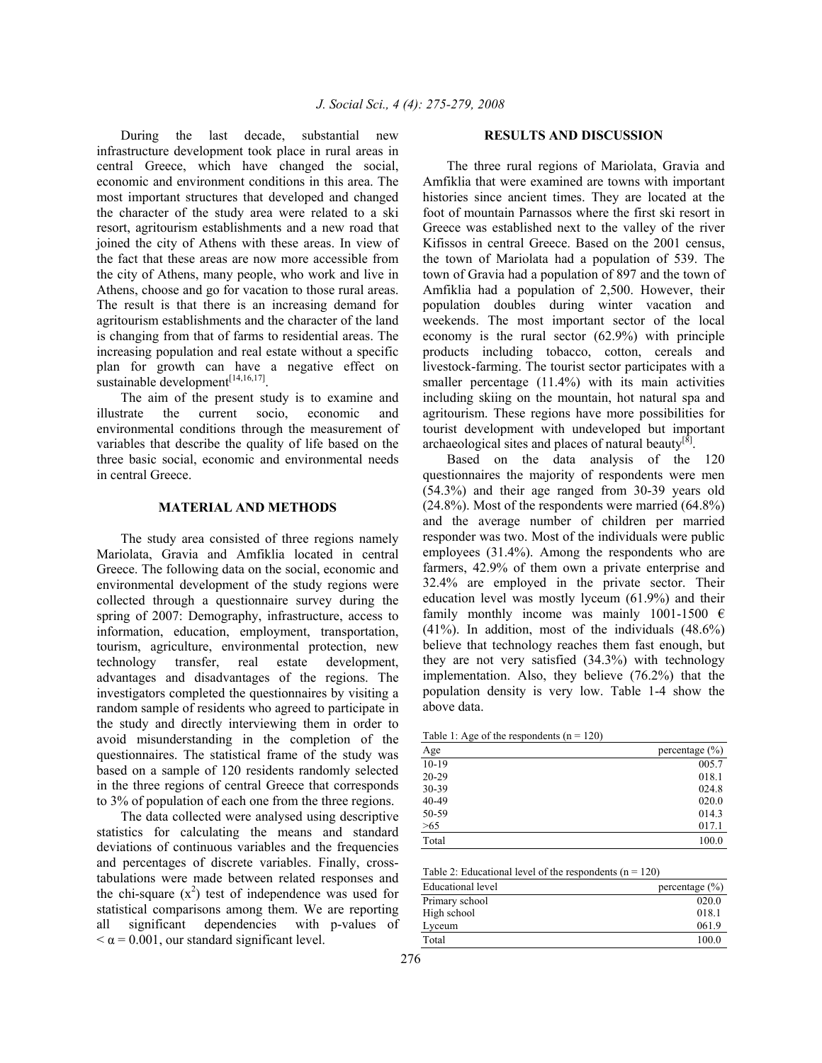During the last decade, substantial new infrastructure development took place in rural areas in central Greece, which have changed the social, economic and environment conditions in this area. The most important structures that developed and changed the character of the study area were related to a ski resort, agritourism establishments and a new road that joined the city of Athens with these areas. In view of the fact that these areas are now more accessible from the city of Athens, many people, who work and live in Athens, choose and go for vacation to those rural areas. The result is that there is an increasing demand for agritourism establishments and the character of the land is changing from that of farms to residential areas. The increasing population and real estate without a specific plan for growth can have a negative effect on sustainable development[14,16,17].

The aim of the present study is to examine and illustrate the current socio, economic and environmental conditions through the measurement of variables that describe the quality of life based on the three basic social, economic and environmental needs in central Greece.

## MATERIAL AND METHODS

The study area consisted of three regions namely Mariolata, Gravia and Amfiklia located in central Greece. The following data on the social, economic and environmental development of the study regions were collected through a questionnaire survey during the spring of 2007: Demography, infrastructure, access to information, education, employment, transportation, tourism, agriculture, environmental protection, new technology transfer, real estate development, advantages and disadvantages of the regions. The investigators completed the questionnaires by visiting a random sample of residents who agreed to participate in the study and directly interviewing them in order to avoid misunderstanding in the completion of the questionnaires. The statistical frame of the study was based on a sample of 120 residents randomly selected in the three regions of central Greece that corresponds to 3% of population of each one from the three regions.

The data collected were analysed using descriptive statistics for calculating the means and standard deviations of continuous variables and the frequencies and percentages of discrete variables. Finally, cross-tabulations were made between related responses and the chi-square ($x^2$) test of independence was used for statistical comparisons among them. We are reporting all significant dependencies with p-values of $< \alpha = 0.001$, our standard significant level.

## RESULTS AND DISCUSSION

The three rural regions of Mariolata, Gravia and Amfiklia that were examined are towns with important histories since ancient times. They are located at the foot of mountain Parnassos where the first ski resort in Greece was established next to the valley of the river Kifissos in central Greece. Based on the 2001 census, the town of Mariolata had a population of 539. The town of Gravia had a population of 897 and the town of Amfiklia had a population of 2,500. However, their population doubles during winter vacation and weekends. The most important sector of the local economy is the rural sector (62.9%) with principle products including tobacco, cotton, cereals and livestock-farming. The tourist sector participates with a smaller percentage (11.4%) with its main activities including skiing on the mountain, hot natural spa and agritourism. These regions have more possibilities for tourist development with undeveloped but important archaeological sites and places of natural beauty[8].

Based on the data analysis of the 120 questionnaires the majority of respondents were men (54.3%) and their age ranged from 30-39 years old (24.8%). Most of the respondents were married (64.8%) and the average number of children per married responder was two. Most of the individuals were public employees (31.4%). Among the respondents who are farmers, 42.9% of them own a private enterprise and 32.4% are employed in the private sector. Their education level was mostly lyceum (61.9%) and their family monthly income was mainly 1001-1500 € (41%). In addition, most of the individuals (48.6%) believe that technology reaches them fast enough, but they are not very satisfied (34.3%) with technology implementation. Also, they believe (76.2%) that the population density is very low. Table 1-4 show the above data.

Table 1: Age of the respondents (n = 120)

| Age | percentage (%) |
|---|---|
| 10-19 | 005.7 |
| 20-29 | 018.1 |
| 30-39 | 024.8 |
| 40-49 | 020.0 |
| 50-59 | 014.3 |
| >65 | 017.1 |
| Total | 100.0 |

Table 2: Educational level of the respondents (n = 120)

| Educational level | percentage (%) |
|---|---|
| Primary school | 020.0 |
| High school | 018.1 |
| Lyceum | 061.9 |
| Total | 100.0 |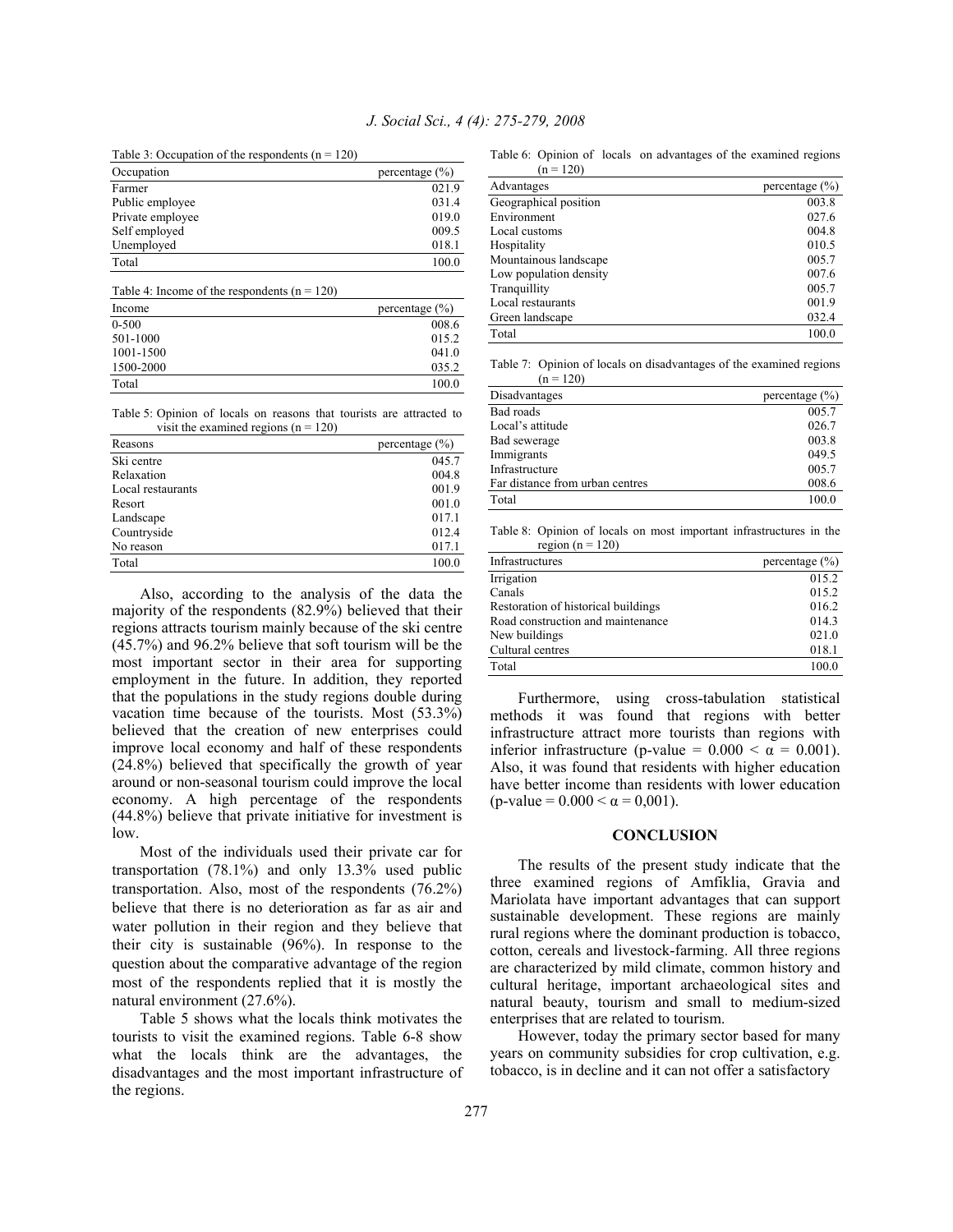Table 3: Occupation of the respondents (n = 120)

| Occupation | percentage (%) |
|---|---|
| Farmer | 021.9 |
| Public employee | 031.4 |
| Private employee | 019.0 |
| Self employed | 009.5 |
| Unemployed | 018.1 |
| Total | 100.0 |

Table 4: Income of the respondents (n = 120)

| Income | percentage (%) |
|---|---|
| 0-500 | 008.6 |
| 501-1000 | 015.2 |
| 1001-1500 | 041.0 |
| 1500-2000 | 035.2 |
| Total | 100.0 |

Table 5: Opinion of locals on reasons that tourists are attracted to visit the examined regions (n = 120)

| Reasons | percentage (%) |
|---|---|
| Ski centre | 045.7 |
| Relaxation | 004.8 |
| Local restaurants | 001.9 |
| Resort | 001.0 |
| Landscape | 017.1 |
| Countryside | 012.4 |
| No reason | 017.1 |
| Total | 100.0 |

Also, according to the analysis of the data the majority of the respondents (82.9%) believed that their regions attracts tourism mainly because of the ski centre (45.7%) and 96.2% believe that soft tourism will be the most important sector in their area for supporting employment in the future. In addition, they reported that the populations in the study regions double during vacation time because of the tourists. Most (53.3%) believed that the creation of new enterprises could improve local economy and half of these respondents (24.8%) believed that specifically the growth of year around or non-seasonal tourism could improve the local economy. A high percentage of the respondents (44.8%) believe that private initiative for investment is low.

Most of the individuals used their private car for transportation (78.1%) and only 13.3% used public transportation. Also, most of the respondents (76.2%) believe that there is no deterioration as far as air and water pollution in their region and they believe that their city is sustainable (96%). In response to the question about the comparative advantage of the region most of the respondents replied that it is mostly the natural environment (27.6%).

Table 5 shows what the locals think motivates the tourists to visit the examined regions. Table 6-8 show what the locals think are the advantages, the disadvantages and the most important infrastructure of the regions.

Table 6: Opinion of locals on advantages of the examined regions (n = 120)

| Advantages | percentage (%) |
|---|---|
| Geographical position | 003.8 |
| Environment | 027.6 |
| Local customs | 004.8 |
| Hospitality | 010.5 |
| Mountainous landscape | 005.7 |
| Low population density | 007.6 |
| Tranquillity | 005.7 |
| Local restaurants | 001.9 |
| Green landscape | 032.4 |
| Total | 100.0 |

Table 7: Opinion of locals on disadvantages of the examined regions (n = 120)

| Disadvantages | percentage (%) |
|---|---|
| Bad roads | 005.7 |
| Local's attitude | 026.7 |
| Bad sewerage | 003.8 |
| Immigrants | 049.5 |
| Infrastructure | 005.7 |
| Far distance from urban centres | 008.6 |
| Total | 100.0 |

Table 8: Opinion of locals on most important infrastructures in the region (n = 120)

| Infrastructures | percentage (%) |
|---|---|
| Irrigation | 015.2 |
| Canals | 015.2 |
| Restoration of historical buildings | 016.2 |
| Road construction and maintenance | 014.3 |
| New buildings | 021.0 |
| Cultural centres | 018.1 |
| Total | 100.0 |

Furthermore, using cross-tabulation statistical methods it was found that regions with better infrastructure attract more tourists than regions with inferior infrastructure (p-value = $0.000 < \alpha = 0.001$). Also, it was found that residents with higher education have better income than residents with lower education (p-value = $0.000 < \alpha = 0,001$).

## CONCLUSION

The results of the present study indicate that the three examined regions of Amfiklia, Gravia and Mariolata have important advantages that can support sustainable development. These regions are mainly rural regions where the dominant production is tobacco, cotton, cereals and livestock-farming. All three regions are characterized by mild climate, common history and cultural heritage, important archaeological sites and natural beauty, tourism and small to medium-sized enterprises that are related to tourism.

However, today the primary sector based for many years on community subsidies for crop cultivation, e.g. tobacco, is in decline and it can not offer a satisfactory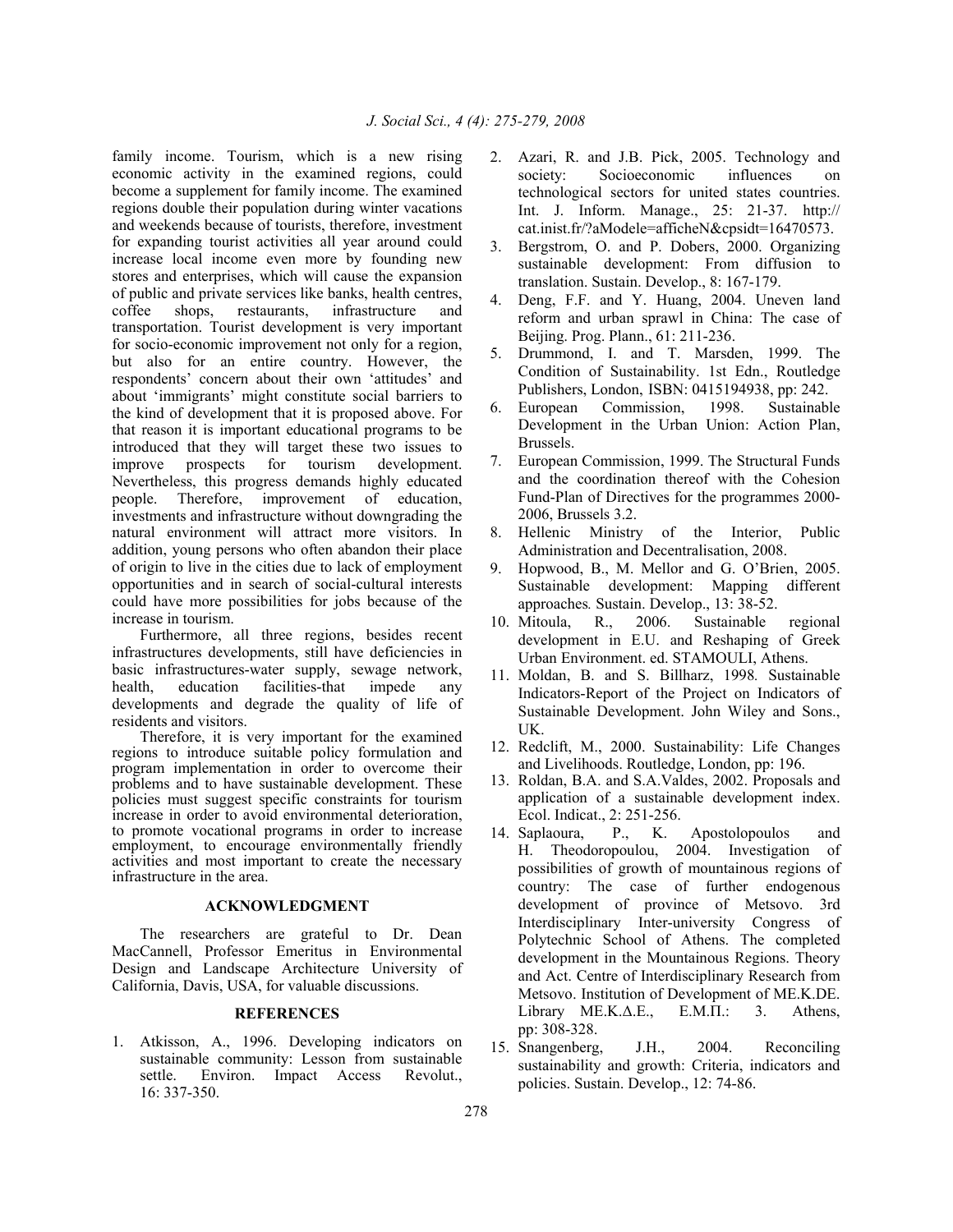family income. Tourism, which is a new rising economic activity in the examined regions, could become a supplement for family income. The examined regions double their population during winter vacations and weekends because of tourists, therefore, investment for expanding tourist activities all year around could increase local income even more by founding new stores and enterprises, which will cause the expansion of public and private services like banks, health centres, coffee shops, restaurants, infrastructure and transportation. Tourist development is very important for socio-economic improvement not only for a region, but also for an entire country. However, the respondents' concern about their own 'attitudes' and about 'immigrants' might constitute social barriers to the kind of development that it is proposed above. For that reason it is important educational programs to be introduced that they will target these two issues to improve prospects for tourism development. Nevertheless, this progress demands highly educated people. Therefore, improvement of education, investments and infrastructure without downgrading the natural environment will attract more visitors. In addition, young persons who often abandon their place of origin to live in the cities due to lack of employment opportunities and in search of social-cultural interests could have more possibilities for jobs because of the increase in tourism.

Furthermore, all three regions, besides recent infrastructures developments, still have deficiencies in basic infrastructures-water supply, sewage network, health, education facilities-that impede any developments and degrade the quality of life of residents and visitors.

Therefore, it is very important for the examined regions to introduce suitable policy formulation and program implementation in order to overcome their problems and to have sustainable development. These policies must suggest specific constraints for tourism increase in order to avoid environmental deterioration, to promote vocational programs in order to increase employment, to encourage environmentally friendly activities and most important to create the necessary infrastructure in the area.

## ACKNOWLEDGMENT

The researchers are grateful to Dr. Dean MacCannell, Professor Emeritus in Environmental Design and Landscape Architecture University of California, Davis, USA, for valuable discussions.

## REFERENCES

1. Atkisson, A., 1996. Developing indicators on sustainable community: Lesson from sustainable settle. Environ. Impact Access Revolut., 16: 337-350.
2. Azari, R. and J.B. Pick, 2005. Technology and society: Socioeconomic influences on technological sectors for united states countries. Int. J. Inform. Manage., 25: 21-37. http://cat.inist.fr/?aModele=afficheN&cpsidt=16470573.
3. Bergstrom, O. and P. Dobers, 2000. Organizing sustainable development: From diffusion to translation. Sustain. Develop., 8: 167-179.
4. Deng, F.F. and Y. Huang, 2004. Uneven land reform and urban sprawl in China: The case of Beijing. Prog. Plann., 61: 211-236.
5. Drummond, I. and T. Marsden, 1999. The Condition of Sustainability. 1st Edn., Routledge Publishers, London, ISBN: 0415194938, pp: 242.
6. European Commission, 1998. Sustainable Development in the Urban Union: Action Plan, Brussels.
7. European Commission, 1999. The Structural Funds and the coordination thereof with the Cohesion Fund-Plan of Directives for the programmes 2000-2006, Brussels 3.2.
8. Hellenic Ministry of the Interior, Public Administration and Decentralisation, 2008.
9. Hopwood, B., M. Mellor and G. O'Brien, 2005. Sustainable development: Mapping different approaches. Sustain. Develop., 13: 38-52.
10. Mitoula, R., 2006. Sustainable regional development in E.U. and Reshaping of Greek Urban Environment. ed. STAMOULI, Athens.
11. Moldan, B. and S. Billharz, 1998. Sustainable Indicators-Report of the Project on Indicators of Sustainable Development. John Wiley and Sons., UK.
12. Redclift, M., 2000. Sustainability: Life Changes and Livelihoods. Routledge, London, pp: 196.
13. Roldan, B.A. and S.A.Valdes, 2002. Proposals and application of a sustainable development index. Ecol. Indicat., 2: 251-256.
14. Saplaoura, P., K. Apostolopoulos and H. Theodoropoulou, 2004. Investigation of possibilities of growth of mountainous regions of country: The case of further endogenous development of province of Metsovo. 3rd Interdisciplinary Inter-university Congress of Polytechnic School of Athens. The completed development in the Mountainous Regions. Theory and Act. Centre of Interdisciplinary Research from Metsovo. Institution of Development of ME.K.DE. Library ME.K.Δ.E., E.M.Π.: 3. Athens, pp: 308-328.
15. Snangenberg, J.H., 2004. Reconciling sustainability and growth: Criteria, indicators and policies. Sustain. Develop., 12: 74-86.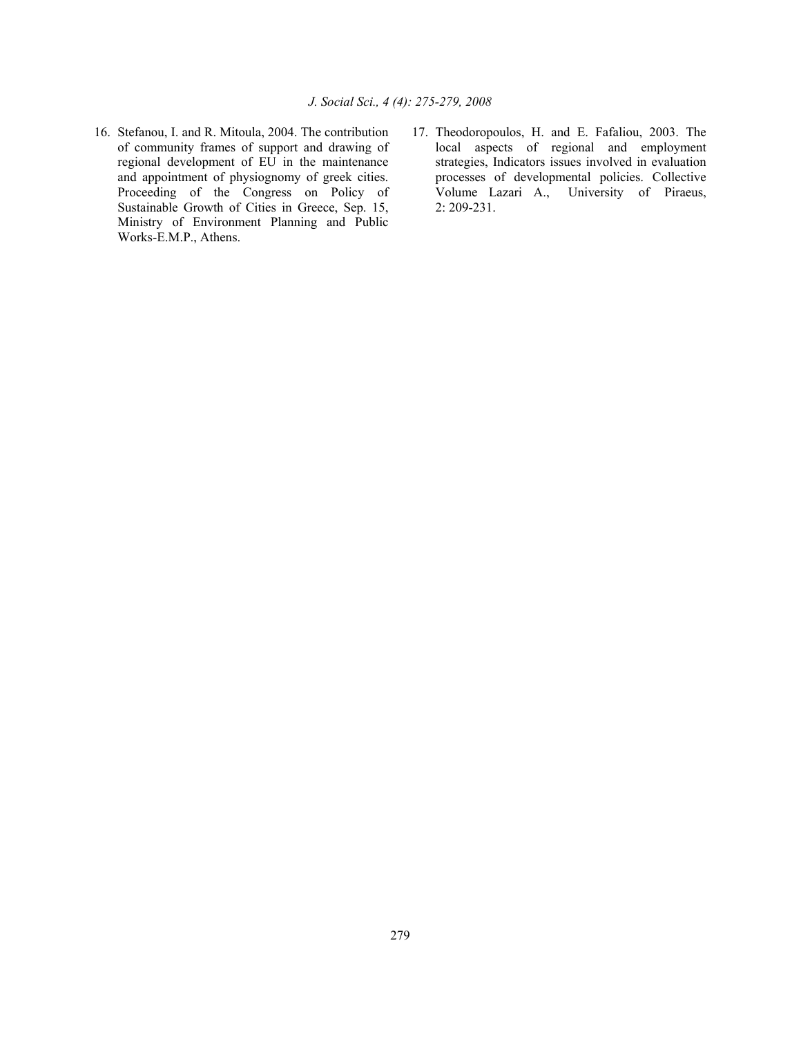16. Stefanou, I. and R. Mitoula, 2004. The contribution of community frames of support and drawing of regional development of EU in the maintenance and appointment of physiognomy of greek cities. Proceeding of the Congress on Policy of Sustainable Growth of Cities in Greece, Sep. 15, Ministry of Environment Planning and Public Works-E.M.P., Athens.

17. Theodoropoulos, H. and E. Fafaliou, 2003. The local aspects of regional and employment strategies, Indicators issues involved in evaluation processes of developmental policies. Collective Volume Lazari A., University of Piraeus, 2: 209-231.